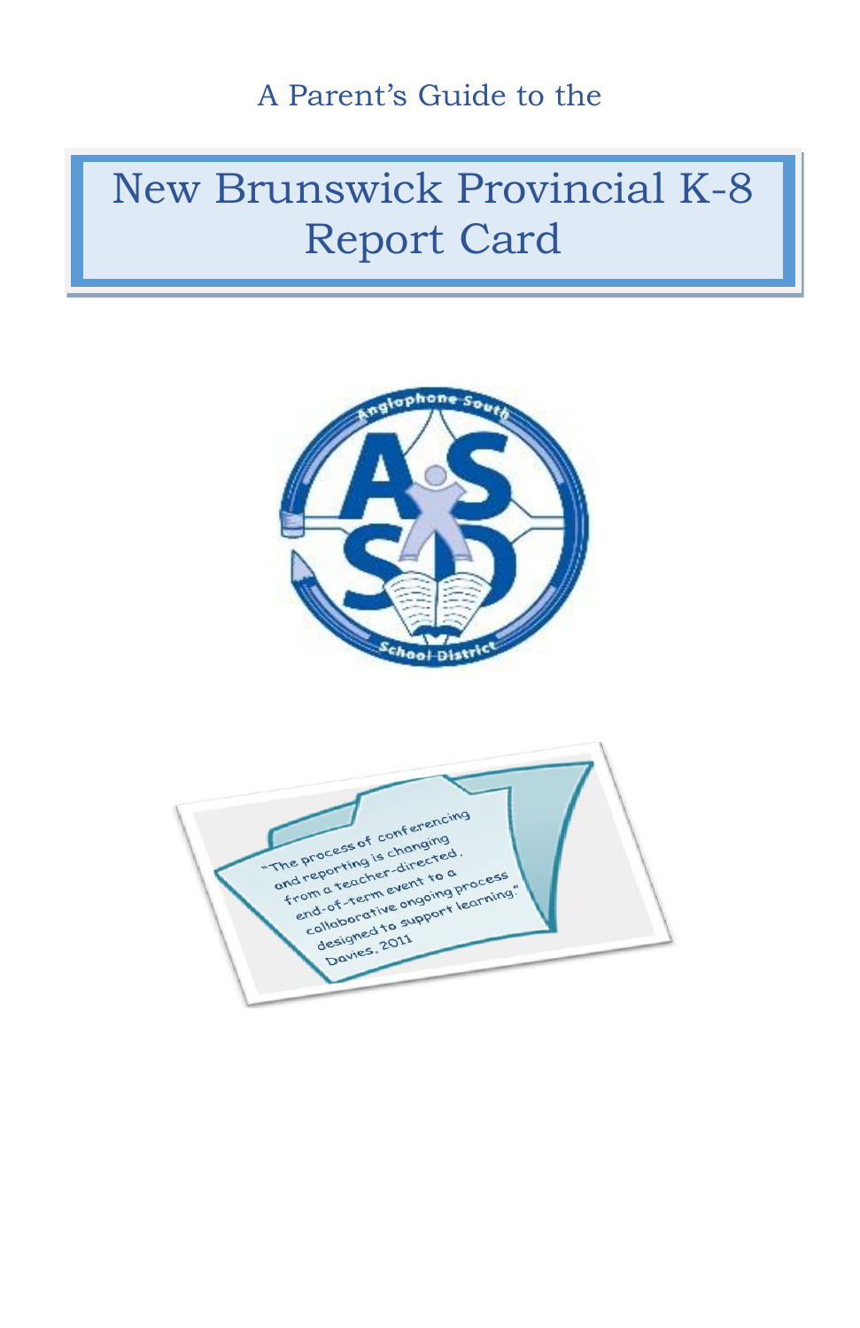A Parent's Guide to the

# New Brunswick Provincial K-8 Report Card

Anglophone South School District

"The process of conferencing and reporting is changing from a teacher-directed, end-of-term event to a collaborative ongoing process designed to support learning." Davies, 2011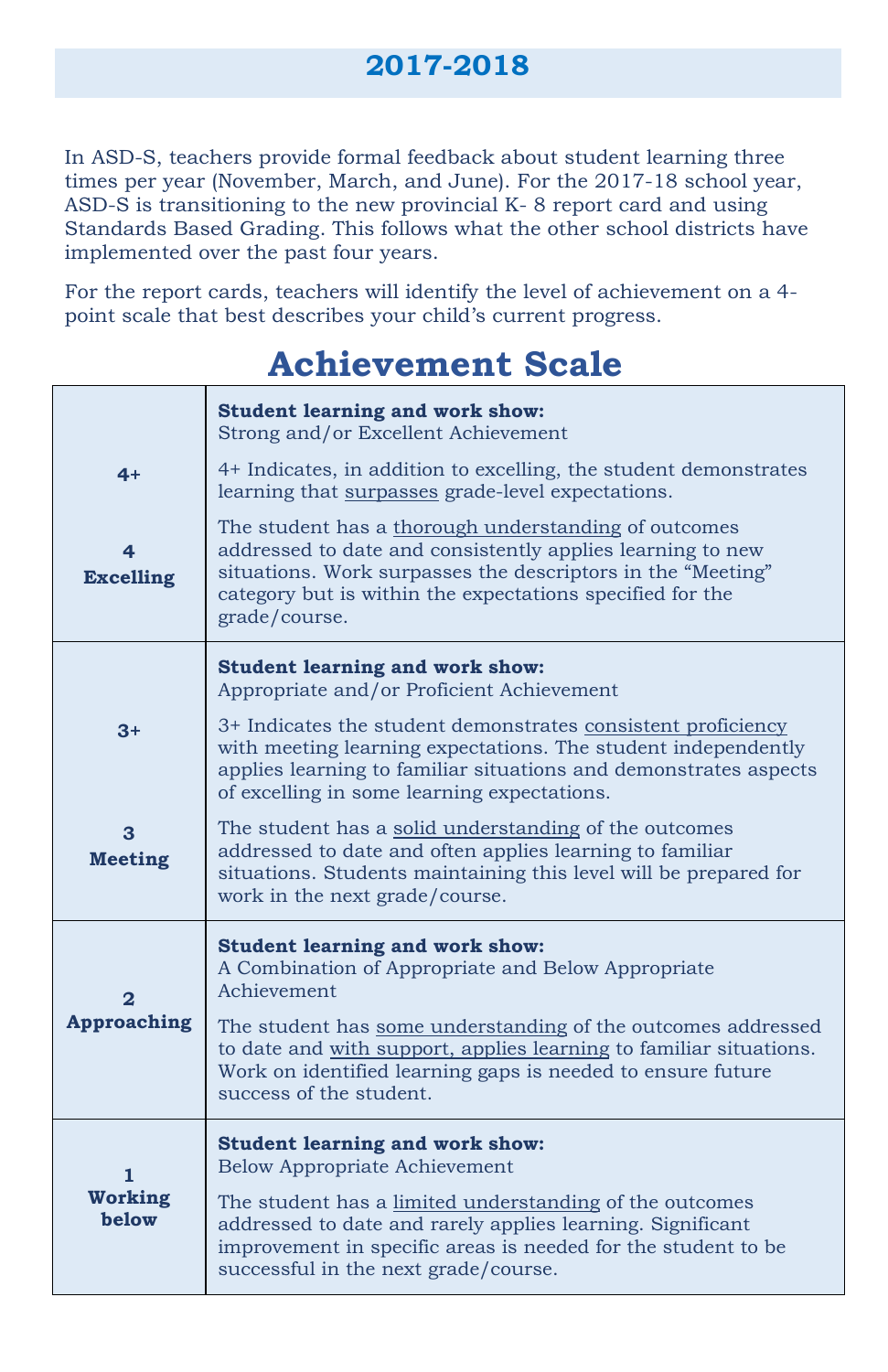## 2017-2018

In ASD-S, teachers provide formal feedback about student learning three times per year (November, March, and June). For the 2017-18 school year, ASD-S is transitioning to the new provincial K- 8 report card and using Standards Based Grading. This follows what the other school districts have implemented over the past four years.

For the report cards, teachers will identify the level of achievement on a 4-point scale that best describes your child's current progress.

# Achievement Scale

| Level | Description |
|---|---|
| **4+**<br><br>**4 Excelling** | **Student learning and work show:**<br>Strong and/or Excellent Achievement<br><br>4+ Indicates, in addition to excelling, the student demonstrates learning that <u>surpasses</u> grade-level expectations.<br><br>The student has a <u>thorough understanding</u> of outcomes addressed to date and consistently applies learning to new situations. Work surpasses the descriptors in the "Meeting" category but is within the expectations specified for the grade/course. |
| **3+**<br><br>**3 Meeting** | **Student learning and work show:**<br>Appropriate and/or Proficient Achievement<br><br>3+ Indicates the student demonstrates <u>consistent proficiency</u> with meeting learning expectations. The student independently applies learning to familiar situations and demonstrates aspects of excelling in some learning expectations.<br><br>The student has a <u>solid understanding</u> of the outcomes addressed to date and often applies learning to familiar situations. Students maintaining this level will be prepared for work in the next grade/course. |
| **2 Approaching** | **Student learning and work show:**<br>A Combination of Appropriate and Below Appropriate Achievement<br><br>The student has <u>some understanding</u> of the outcomes addressed to date and <u>with support, applies learning</u> to familiar situations. Work on identified learning gaps is needed to ensure future success of the student. |
| **1 Working below** | **Student learning and work show:**<br>Below Appropriate Achievement<br><br>The student has a <u>limited understanding</u> of the outcomes addressed to date and rarely applies learning. Significant improvement in specific areas is needed for the student to be successful in the next grade/course. |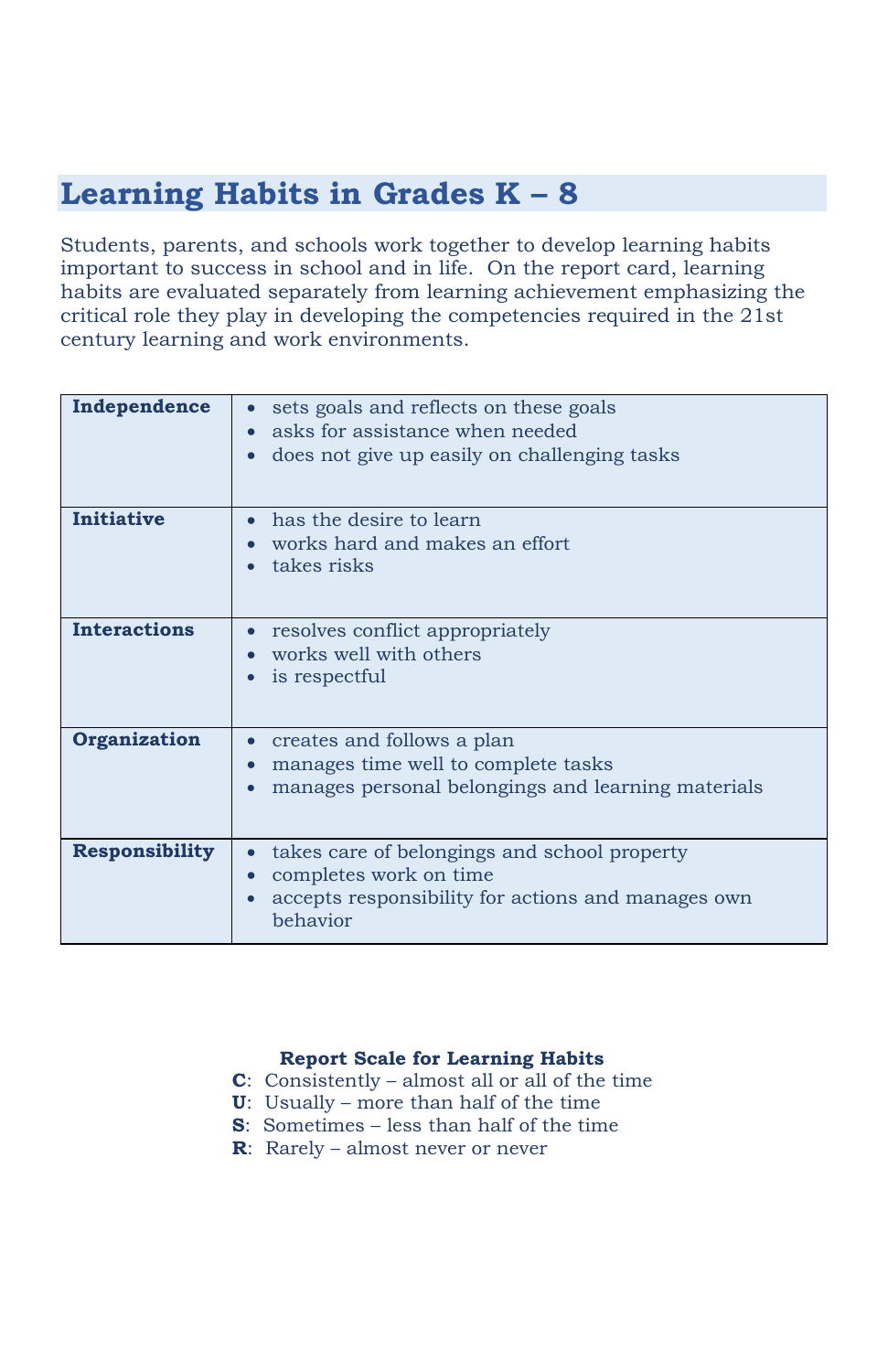# Learning Habits in Grades K – 8

Students, parents, and schools work together to develop learning habits important to success in school and in life. On the report card, learning habits are evaluated separately from learning achievement emphasizing the critical role they play in developing the competencies required in the 21st century learning and work environments.

| | |
|---|---|
| **Independence** | • sets goals and reflects on these goals<br>• asks for assistance when needed<br>• does not give up easily on challenging tasks |
| **Initiative** | • has the desire to learn<br>• works hard and makes an effort<br>• takes risks |
| **Interactions** | • resolves conflict appropriately<br>• works well with others<br>• is respectful |
| **Organization** | • creates and follows a plan<br>• manages time well to complete tasks<br>• manages personal belongings and learning materials |
| **Responsibility** | • takes care of belongings and school property<br>• completes work on time<br>• accepts responsibility for actions and manages own behavior |

**Report Scale for Learning Habits**

**C**: Consistently – almost all or all of the time
**U**: Usually – more than half of the time
**S**: Sometimes – less than half of the time
**R**: Rarely – almost never or never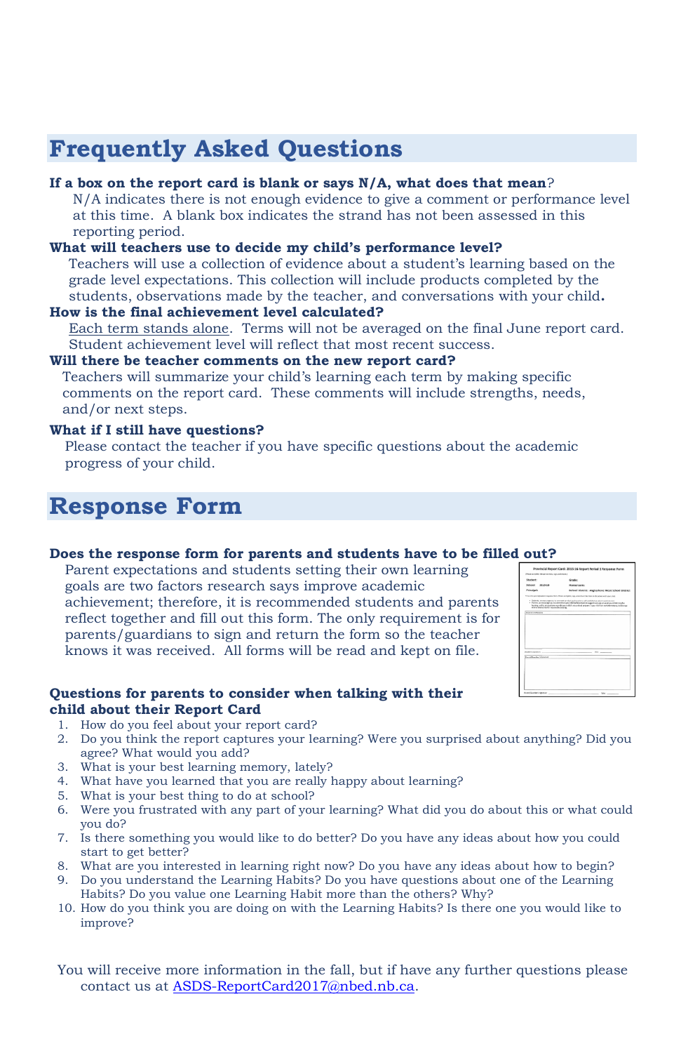## Frequently Asked Questions

**If a box on the report card is blank or says N/A, what does that mean**?

N/A indicates there is not enough evidence to give a comment or performance level at this time. A blank box indicates the strand has not been assessed in this reporting period.

**What will teachers use to decide my child's performance level?**

Teachers will use a collection of evidence about a student's learning based on the grade level expectations. This collection will include products completed by the students, observations made by the teacher, and conversations with your child**.**

**How is the final achievement level calculated?**

Each term stands alone. Terms will not be averaged on the final June report card. Student achievement level will reflect that most recent success.

**Will there be teacher comments on the new report card?**

Teachers will summarize your child's learning each term by making specific comments on the report card. These comments will include strengths, needs, and/or next steps.

**What if I still have questions?**

Please contact the teacher if you have specific questions about the academic progress of your child.

## Response Form

**Does the response form for parents and students have to be filled out?**

Parent expectations and students setting their own learning goals are two factors research says improve academic achievement; therefore, it is recommended students and parents reflect together and fill out this form. The only requirement is for parents/guardians to sign and return the form so the teacher knows it was received. All forms will be read and kept on file.

**Questions for parents to consider when talking with their child about their Report Card**

1. How do you feel about your report card?
2. Do you think the report captures your learning? Were you surprised about anything? Did you agree? What would you add?
3. What is your best learning memory, lately?
4. What have you learned that you are really happy about learning?
5. What is your best thing to do at school?
6. Were you frustrated with any part of your learning? What did you do about this or what could you do?
7. Is there something you would like to do better? Do you have any ideas about how you could start to get better?
8. What are you interested in learning right now? Do you have any ideas about how to begin?
9. Do you understand the Learning Habits? Do you have questions about one of the Learning Habits? Do you value one Learning Habit more than the others? Why?
10. How do you think you are doing on with the Learning Habits? Is there one you would like to improve?

You will receive more information in the fall, but if have any further questions please contact us at ASDS-ReportCard2017@nbed.nb.ca.